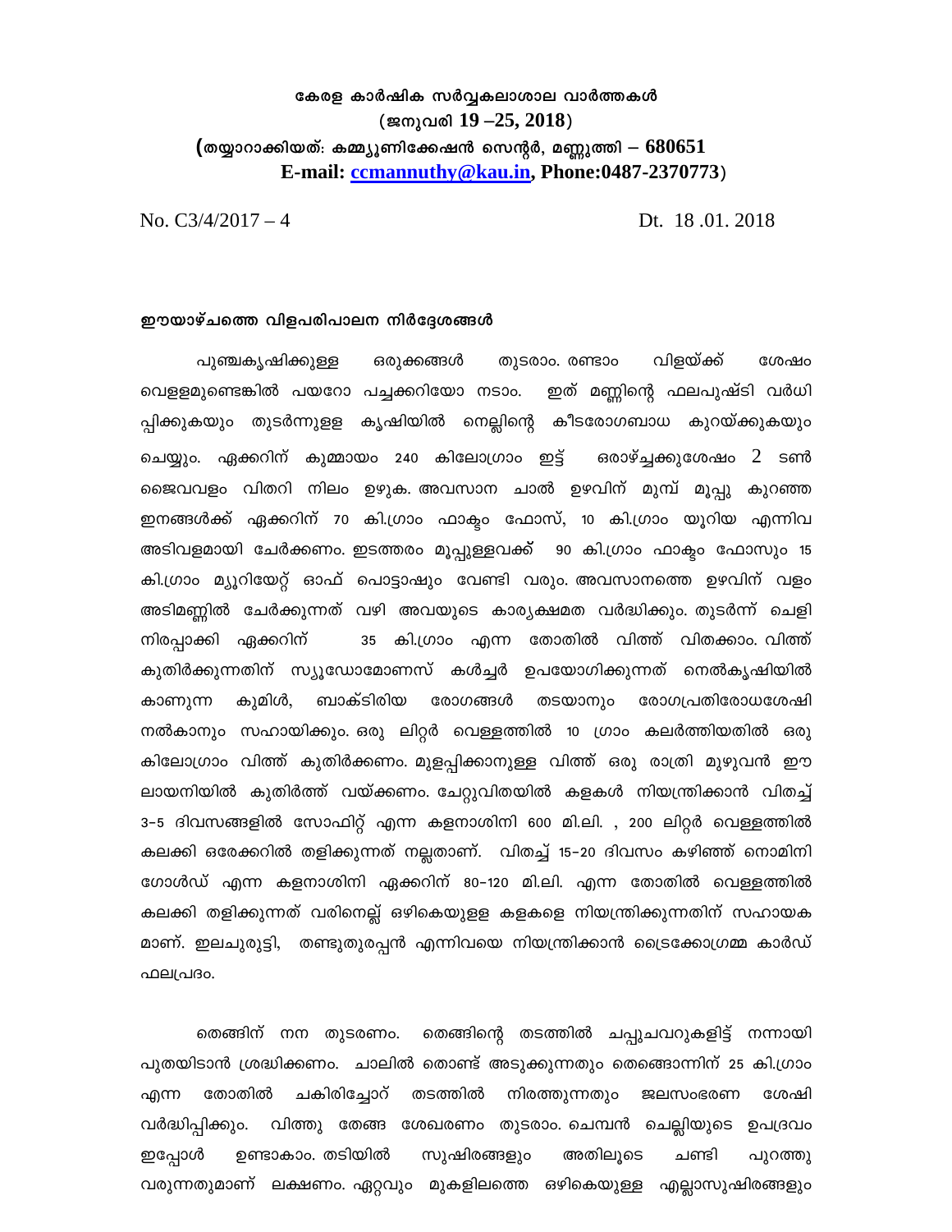**കേരള കാർഷിക സർവ്വകലാശാല വാർത്തകൾ**
**(ജനുവരി 19 –25, 2018)**
**(തയ്യാറാക്കിയത്: കമ്മ്യൂണിക്കേഷൻ സെന്റർ, മണ്ണുത്തി – 680651**
**E-mail: ccmannuthy@kau.in, Phone:0487-2370773)**

No. C3/4/2017 – 4 Dt. 18 .01. 2018

### ഈയാഴ്ചത്തെ വിളപരിപാലന നിർദ്ദേശങ്ങൾ

പുഞ്ചകൃഷിക്കുള്ള ഒരുക്കങ്ങൾ തുടരാം. രണ്ടാം വിളയ്ക്ക് ശേഷം വെള്ളമുണ്ടെങ്കിൽ പയറോ പച്ചക്കറിയോ നടാം. ഇത് മണ്ണിന്റെ ഫലപുഷ്ടി വർധിപ്പിക്കുകയും തുടർന്നുള്ള കൃഷിയിൽ നെല്ലിന്റെ കീടരോഗബാധ കുറയ്ക്കുകയും ചെയ്യും. ഏക്കറിന് കുമ്മായം 240 കിലോഗ്രാം ഇട്ട് ഒരാഴ്ച്ചക്കുശേഷം 2 ടൺ ജൈവവളം വിതറി നിലം ഉഴുക. അവസാന ചാൽ ഉഴവിന് മുമ്പ് മൂപ്പു കുറഞ്ഞ ഇനങ്ങൾക്ക് ഏക്കറിന് 70 കി.ഗ്രാം ഫാക്ടം ഫോസ്, 10 കി.ഗ്രാം യൂറിയ എന്നിവ അടിവളമായി ചേർക്കണം. ഇടത്തരം മൂപ്പുള്ളവക്ക് 90 കി.ഗ്രാം ഫാക്ടം ഫോസും 15 കി.ഗ്രാം മ്യൂറിയേറ്റ് ഓഫ് പൊട്ടാഷും വേണ്ടി വരും. അവസാനത്തെ ഉഴവിന് വളം അടിമണ്ണിൽ ചേർക്കുന്നത് വഴി അവയുടെ കാര്യക്ഷമത വർദ്ധിക്കും. തുടർന്ന് ചെളി നിരപ്പാക്കി ഏക്കറിന് 35 കി.ഗ്രാം എന്ന തോതിൽ വിത്ത് വിതക്കാം. വിത്ത് കുതിർക്കുന്നതിന് സ്യൂഡോമോണസ് കൾച്ചർ ഉപയോഗിക്കുന്നത് നെൽകൃഷിയിൽ കാണുന്ന കുമിൾ, ബാക്ടിരിയ രോഗങ്ങൾ തടയാനും രോഗപ്രതിരോധശേഷി നൽകാനും സഹായിക്കും. ഒരു ലിറ്റർ വെള്ളത്തിൽ 10 ഗ്രാം കലർത്തിയതിൽ ഒരു കിലോഗ്രാം വിത്ത് കുതിർക്കണം. മുളപ്പിക്കാനുള്ള വിത്ത് ഒരു രാത്രി മുഴുവൻ ഈ ലായനിയിൽ കുതിർത്ത് വയ്ക്കണം. ചേറ്റുവിതയിൽ കളകൾ നിയന്ത്രിക്കാൻ വിതച്ച് 3-5 ദിവസങ്ങളിൽ സോഫിറ്റ് എന്ന കളനാശിനി 600 മി.ലി. , 200 ലിറ്റർ വെള്ളത്തിൽ കലക്കി ഒരേക്കറിൽ തളിക്കുന്നത് നല്ലതാണ്. വിതച്ച് 15-20 ദിവസം കഴിഞ്ഞ് നൊമിനി ഗോൾഡ് എന്ന കളനാശിനി ഏക്കറിന് 80-120 മി.ലി. എന്ന തോതിൽ വെള്ളത്തിൽ കലക്കി തളിക്കുന്നത് വരിനെല്ല് ഒഴികെയുള്ള കളകളെ നിയന്ത്രിക്കുന്നതിന് സഹായകമാണ്. ഇലചുരുട്ടി, തണ്ടുതുരപ്പൻ എന്നിവയെ നിയന്ത്രിക്കാൻ ട്രൈക്കോഗ്രമ്മ കാർഡ് ഫലപ്രദം.

തെങ്ങിന് നന തുടരണം. തെങ്ങിന്റെ തടത്തിൽ ചപ്പുചവറുകളിട്ട് നന്നായി പുതയിടാൻ ശ്രദ്ധിക്കണം. ചാലിൽ തൊണ്ട് അടുക്കുന്നതും തെങ്ങൊന്നിന് 25 കി.ഗ്രാം എന്ന തോതിൽ ചകിരിച്ചോറ് തടത്തിൽ നിരത്തുന്നതും ജലസംഭരണ ശേഷി വർദ്ധിപ്പിക്കും. വിത്തു തേങ്ങ ശേഖരണം തുടരാം. ചെമ്പൻ ചെല്ലിയുടെ ഉപദ്രവം ഇപ്പോൾ ഉണ്ടാകാം. തടിയിൽ സുഷിരങ്ങളും അതിലൂടെ ചണ്ടി പുറത്തു വരുന്നതുമാണ് ലക്ഷണം. ഏറ്റവും മുകളിലത്തെ ഒഴികെയുള്ള എല്ലാസുഷിരങ്ങളും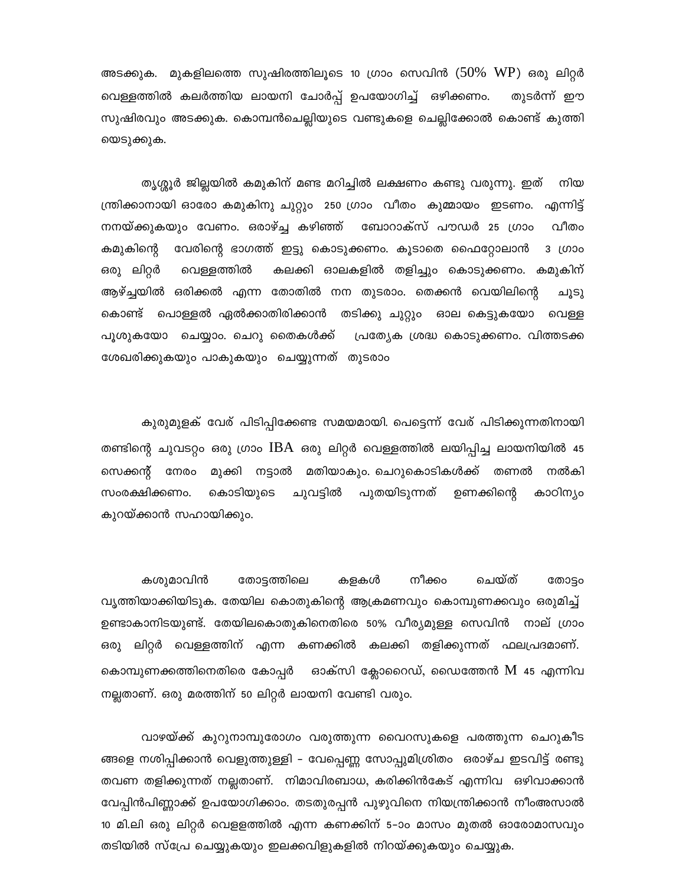അടക്കുക. മുകളിലത്തെ സുഷിരത്തിലൂടെ 10 ഗ്രാം സെവിൻ (50% WP) ഒരു ലിറ്റർ വെള്ളത്തിൽ കലർത്തിയ ലായനി ചോർപ്പ് ഉപയോഗിച്ച് ഒഴിക്കണം. തുടർന്ന് ഈ സുഷിരവും അടക്കുക. കൊമ്പൻചെല്ലിയുടെ വണ്ടുകളെ ചെല്ലിക്കോൽ കൊണ്ട് കുത്തി യെടുക്കുക.

തൃശ്ശൂർ ജില്ലയിൽ കമുകിന് മണ്ട മറിച്ചിൽ ലക്ഷണം കണ്ടു വരുന്നു. ഇത് നിയ ന്ത്രിക്കാനായി ഓരോ കമുകിനു ചുറ്റും 250 ഗ്രാം വീതം കുമ്മായം ഇടണം. എന്നിട്ട് നനയ്ക്കുകയും വേണം. ഒരാഴ്ച്ച കഴിഞ്ഞ് ബോറാക്സ് പൗഡർ 25 ഗ്രാം വീതം കമുകിന്റെ വേരിന്റെ ഭാഗത്ത് ഇട്ടു കൊടുക്കണം. കൂടാതെ ഫൈറ്റോലാൻ 3 ഗ്രാം ഒരു ലിറ്റർ വെള്ളത്തിൽ കലക്കി ഓലകളിൽ തളിച്ചും കൊടുക്കണം. കമുകിന് ആഴ്ച്ചയിൽ ഒരിക്കൽ എന്ന തോതിൽ നന തുടരാം. തെക്കൻ വെയിലിന്റെ ചൂടു കൊണ്ട് പൊള്ളൽ ഏൽക്കാതിരിക്കാൻ തടിക്കു ചുറ്റും ഓല കെട്ടുകയോ വെള്ള പൂശുകയോ ചെയ്യാം. ചെറു തൈകൾക്ക് പ്രത്യേക ശ്രദ്ധ കൊടുക്കണം. വിത്തടക്ക ശേഖരിക്കുകയും പാകുകയും ചെയ്യുന്നത് തുടരാം

കുരുമുളക് വേര് പിടിപ്പിക്കേണ്ട സമയമായി. പെട്ടെന്ന് വേര് പിടിക്കുന്നതിനായി തണ്ടിന്റെ ചുവടറ്റം ഒരു ഗ്രാം IBA ഒരു ലിറ്റർ വെള്ളത്തിൽ ലയിപ്പിച്ച ലായനിയിൽ 45 സെക്കന്റ് നേരം മുക്കി നട്ടാൽ മതിയാകും. ചെറുകൊടികൾക്ക് തണൽ നൽകി സംരക്ഷിക്കണം. കൊടിയുടെ ചുവട്ടിൽ പുതയിടുന്നത് ഉണക്കിന്റെ കാഠിന്യം കുറയ്ക്കാൻ സഹായിക്കും.

കശുമാവിൻ തോട്ടത്തിലെ കളകൾ നീക്കം ചെയ്ത് തോട്ടം വൃത്തിയാക്കിയിടുക. തേയില കൊതുകിന്റെ ആക്രമണവും കൊമ്പുണക്കവും ഒരുമിച്ച് ഉണ്ടാകാനിടയുണ്ട്. തേയിലകൊതുകിനെതിരെ 50% വീര്യമുള്ള സെവിൻ നാല് ഗ്രാം ഒരു ലിറ്റർ വെള്ളത്തിന് എന്ന കണക്കിൽ കലക്കി തളിക്കുന്നത് ഫലപ്രദമാണ്. കൊമ്പുണക്കത്തിനെതിരെ കോപ്പർ ഓക്സി ക്ലോറൈഡ്, ഡൈത്തേൻ M 45 എന്നിവ നല്ലതാണ്. ഒരു മരത്തിന് 50 ലിറ്റർ ലായനി വേണ്ടി വരും.

വാഴയ്ക്ക് കുറുനാമ്പുരോഗം വരുത്തുന്ന വൈറസുകളെ പരത്തുന്ന ചെറുകീട ങ്ങളെ നശിപ്പിക്കാൻ വെളുത്തുള്ളി - വേപ്പെണ്ണ സോപ്പുമിശ്രിതം ഒരാഴ്ച ഇടവിട്ട് രണ്ടു തവണ തളിക്കുന്നത് നല്ലതാണ്. നിമാവിരബാധ, കരിക്കിൻകേട് എന്നിവ ഒഴിവാക്കാൻ വേപ്പിൻപിണ്ണാക്ക് ഉപയോഗിക്കാം. തടതുരപ്പൻ പുഴുവിനെ നിയന്ത്രിക്കാൻ നീംഅസാൽ 10 മി.ലി ഒരു ലിറ്റർ വെള്ളത്തിൽ എന്ന കണക്കിന് 5-ാം മാസം മുതൽ ഓരോമാസവും തടിയിൽ സ്പ്രേ ചെയ്യുകയും ഇലക്കവിളുകളിൽ നിറയ്ക്കുകയും ചെയ്യുക.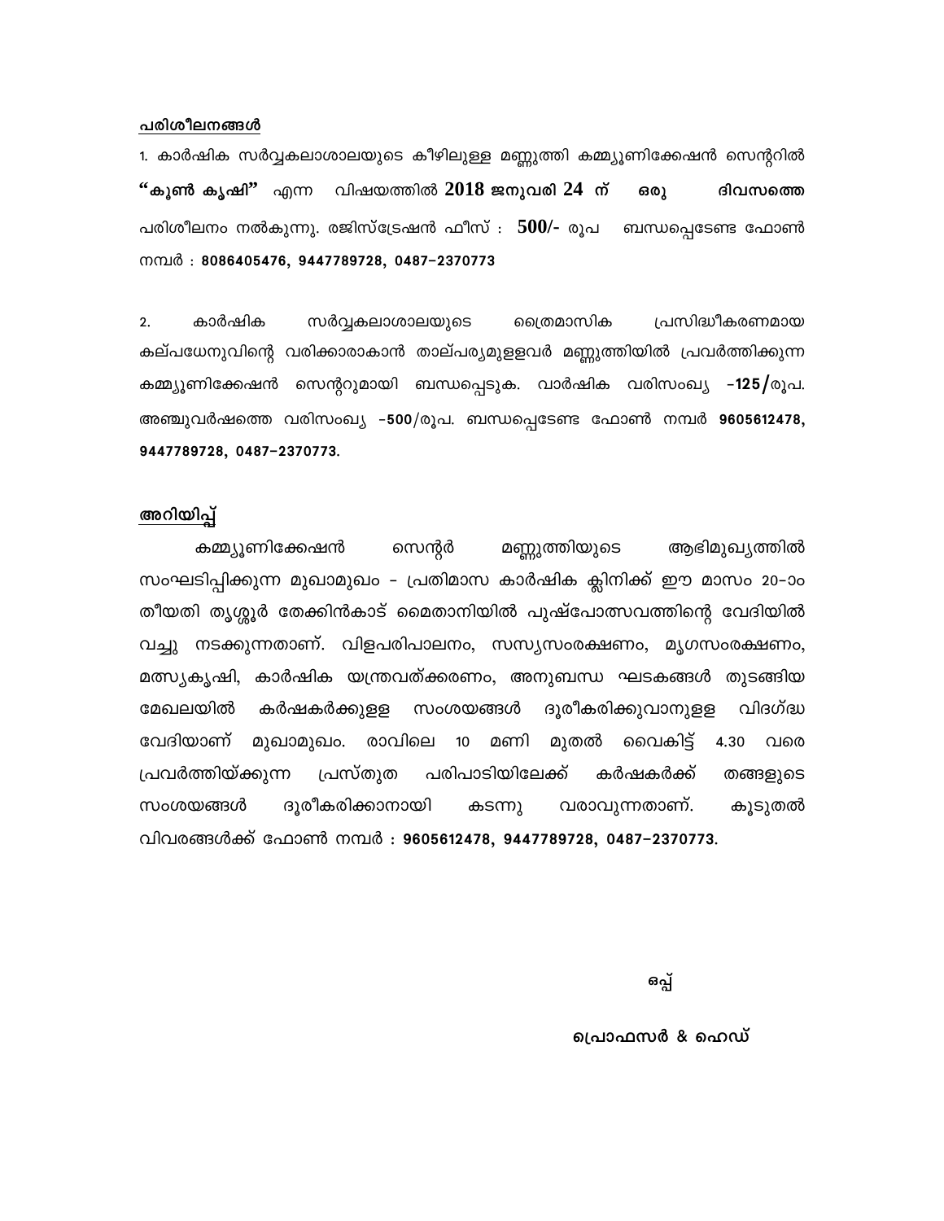## പരിശീലനങ്ങൾ

1. കാർഷിക സർവ്വകലാശാലയുടെ കീഴിലുള്ള മണ്ണുത്തി കമ്മ്യൂണിക്കേഷൻ സെന്ററിൽ **"കൂൺ കൃഷി"** എന്ന വിഷയത്തിൽ **2018 ജനുവരി 24 ന് ഒരു ദിവസത്തെ** പരിശീലനം നൽകുന്നു. രജിസ്ട്രേഷൻ ഫീസ് : **500/-** രൂപ ബന്ധപ്പെടേണ്ട ഫോൺ നമ്പർ : **8086405476, 9447789728, 0487-2370773**

2. കാർഷിക സർവ്വകലാശാലയുടെ ത്രൈമാസിക പ്രസിദ്ധീകരണമായ കല്പധേനുവിന്റെ വരിക്കാരാകാൻ താല്പര്യമുള്ളവർ മണ്ണുത്തിയിൽ പ്രവർത്തിക്കുന്ന കമ്മ്യൂണിക്കേഷൻ സെന്ററുമായി ബന്ധപ്പെടുക. വാർഷിക വരിസംഖ്യ **-125/**രൂപ. അഞ്ചുവർഷത്തെ വരിസംഖ്യ **-500**/രൂപ. ബന്ധപ്പെടേണ്ട ഫോൺ നമ്പർ **9605612478, 9447789728, 0487-2370773.**

## അറിയിപ്പ്

കമ്മ്യൂണിക്കേഷൻ സെന്റർ മണ്ണുത്തിയുടെ ആഭിമുഖ്യത്തിൽ സംഘടിപ്പിക്കുന്ന മുഖാമുഖം - പ്രതിമാസ കാർഷിക ക്ലിനിക്ക് ഈ മാസം 20-ാം തീയതി തൃശ്ശൂർ തേക്കിൻകാട് മൈതാനിയിൽ പുഷ്പോത്സവത്തിന്റെ വേദിയിൽ വച്ചു നടക്കുന്നതാണ്. വിളപരിപാലനം, സസ്യസംരക്ഷണം, മൃഗസംരക്ഷണം, മത്സ്യകൃഷി, കാർഷിക യന്ത്രവത്ക്കരണം, അനുബന്ധ ഘടകങ്ങൾ തുടങ്ങിയ മേഖലയിൽ കർഷകർക്കുള്ള സംശയങ്ങൾ ദൂരീകരിക്കുവാനുള്ള വിദഗ്ദ്ധ വേദിയാണ് മുഖാമുഖം. രാവിലെ 10 മണി മുതൽ വൈകിട്ട് 4.30 വരെ പ്രവർത്തിയ്ക്കുന്ന പ്രസ്തുത പരിപാടിയിലേക്ക് കർഷകർക്ക് തങ്ങളുടെ സംശയങ്ങൾ ദൂരീകരിക്കാനായി കടന്നു വരാവുന്നതാണ്. കൂടുതൽ വിവരങ്ങൾക്ക് ഫോൺ നമ്പർ : **9605612478, 9447789728, 0487-2370773.**

**ഒപ്പ്**

**പ്രൊഫസർ & ഹെഡ്**